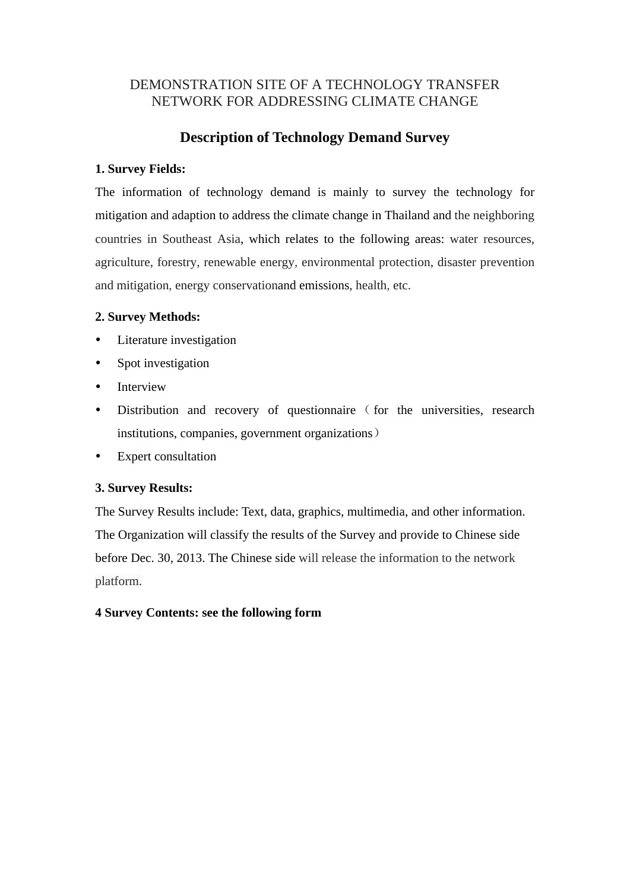DEMONSTRATION SITE OF A TECHNOLOGY TRANSFER NETWORK FOR ADDRESSING CLIMATE CHANGE

# Description of Technology Demand Survey

**1. Survey Fields:**

The information of technology demand is mainly to survey the technology for mitigation and adaption to address the climate change in Thailand and the neighboring countries in Southeast Asia, which relates to the following areas: water resources, agriculture, forestry, renewable energy, environmental protection, disaster prevention and mitigation, energy conservationand emissions, health, etc.

**2. Survey Methods:**

- Literature investigation
- Spot investigation
- Interview
- Distribution and recovery of questionnaire（for the universities, research institutions, companies, government organizations）
- Expert consultation

**3. Survey Results:**

The Survey Results include: Text, data, graphics, multimedia, and other information. The Organization will classify the results of the Survey and provide to Chinese side before Dec. 30, 2013. The Chinese side will release the information to the network platform.

**4 Survey Contents: see the following form**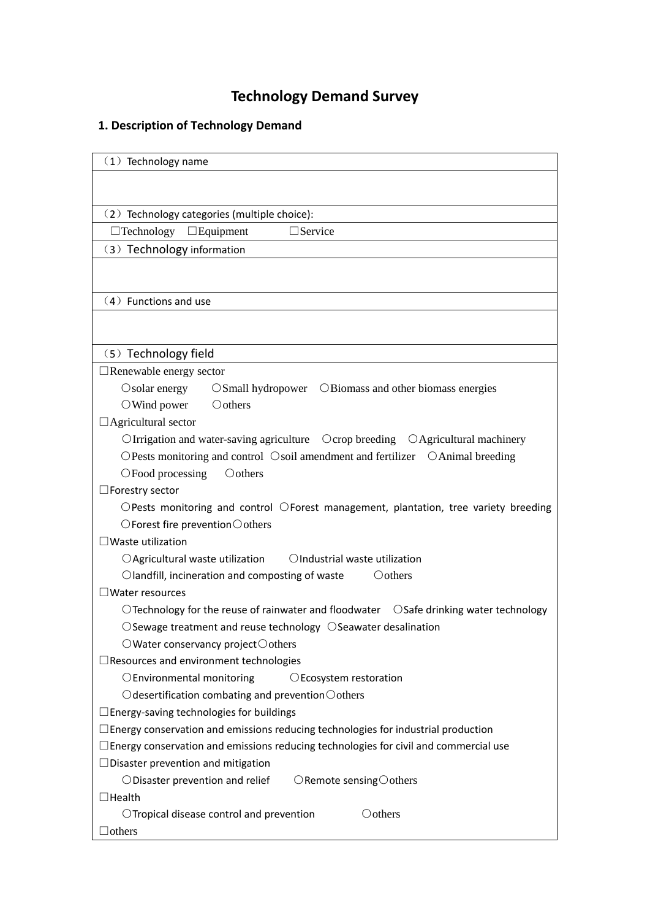# Technology Demand Survey

## 1. Description of Technology Demand

| （1）Technology name |
|---|
| |
| （2）Technology categories (multiple choice): |
| □Technology □Equipment □Service |
| （3）Technology information |
| |
| （4）Functions and use |
| |
| （5）Technology field |
| □Renewable energy sector<br>○solar energy ○Small hydropower ○Biomass and other biomass energies<br>○Wind power ○others<br>□Agricultural sector<br>○Irrigation and water-saving agriculture ○crop breeding ○Agricultural machinery<br>○Pests monitoring and control ○soil amendment and fertilizer ○Animal breeding<br>○Food processing ○others<br>□Forestry sector<br>○Pests monitoring and control ○Forest management, plantation, tree variety breeding<br>○Forest fire prevention ○others<br>□Waste utilization<br>○Agricultural waste utilization ○Industrial waste utilization<br>○landfill, incineration and composting of waste ○others<br>□Water resources<br>○Technology for the reuse of rainwater and floodwater ○Safe drinking water technology<br>○Sewage treatment and reuse technology ○Seawater desalination<br>○Water conservancy project ○others<br>□Resources and environment technologies<br>○Environmental monitoring ○Ecosystem restoration<br>○desertification combating and prevention ○others<br>□Energy-saving technologies for buildings<br>□Energy conservation and emissions reducing technologies for industrial production<br>□Energy conservation and emissions reducing technologies for civil and commercial use<br>□Disaster prevention and mitigation<br>○Disaster prevention and relief ○Remote sensing ○others<br>□Health<br>○Tropical disease control and prevention ○others<br>□others |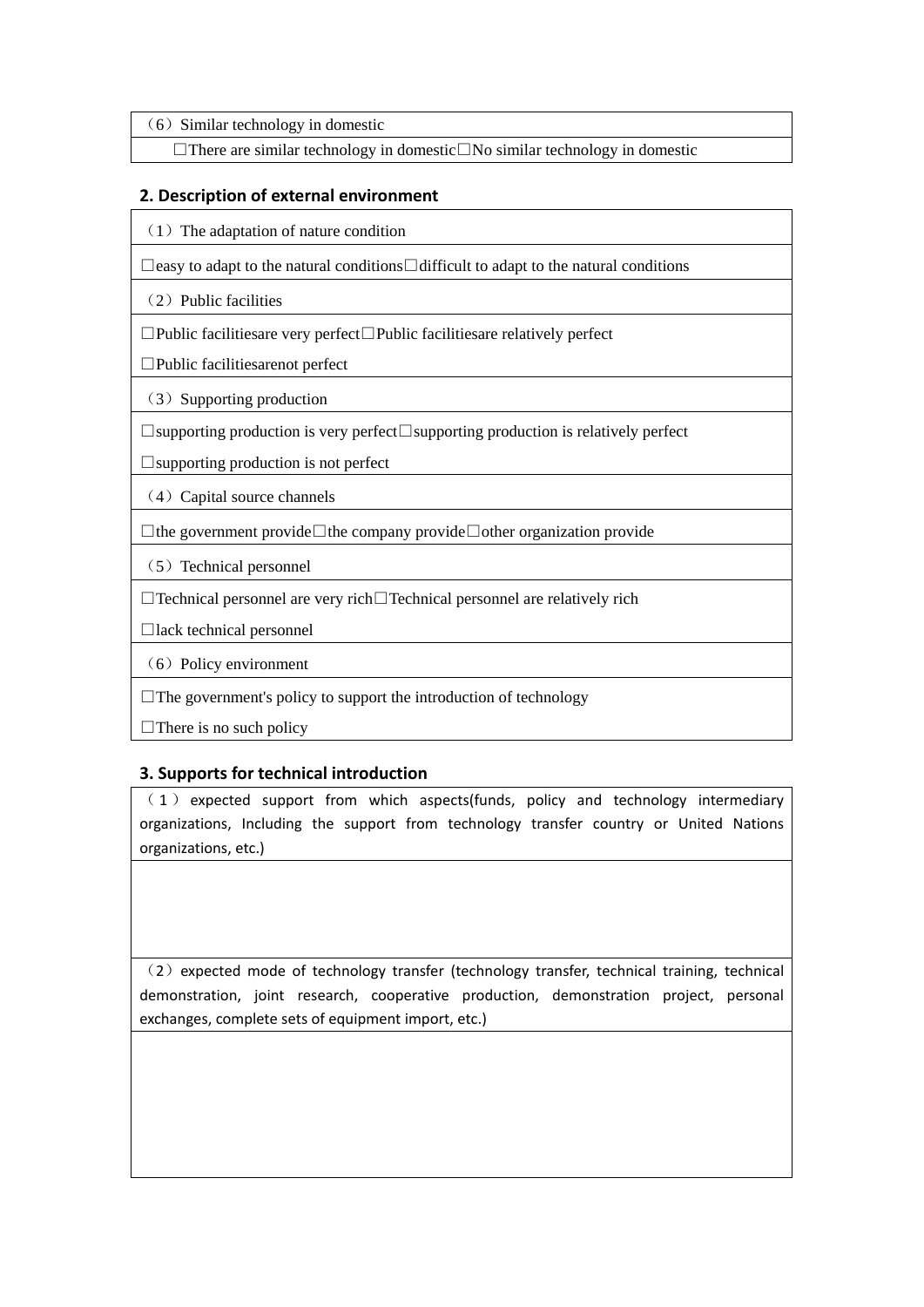| （6）Similar technology in domestic |
|---|
| □There are similar technology in domestic□No similar technology in domestic |

## 2. Description of external environment

| （1）The adaptation of nature condition |
|---|
| □easy to adapt to the natural conditions□difficult to adapt to the natural conditions |
| （2）Public facilities |
| □Public facilitiesare very perfect□Public facilitiesare relatively perfect<br>□Public facilitiesarenot perfect |
| （3）Supporting production |
| □supporting production is very perfect□supporting production is relatively perfect<br>□supporting production is not perfect |
| （4）Capital source channels |
| □the government provide□the company provide□other organization provide |
| （5）Technical personnel |
| □Technical personnel are very rich□Technical personnel are relatively rich<br>□lack technical personnel |
| （6）Policy environment |
| □The government's policy to support the introduction of technology<br>□There is no such policy |

## 3. Supports for technical introduction

| （1）expected support from which aspects(funds, policy and technology intermediary organizations, Including the support from technology transfer country or United Nations organizations, etc.) |
|---|
| |
| （2）expected mode of technology transfer (technology transfer, technical training, technical demonstration, joint research, cooperative production, demonstration project, personal exchanges, complete sets of equipment import, etc.) |
| |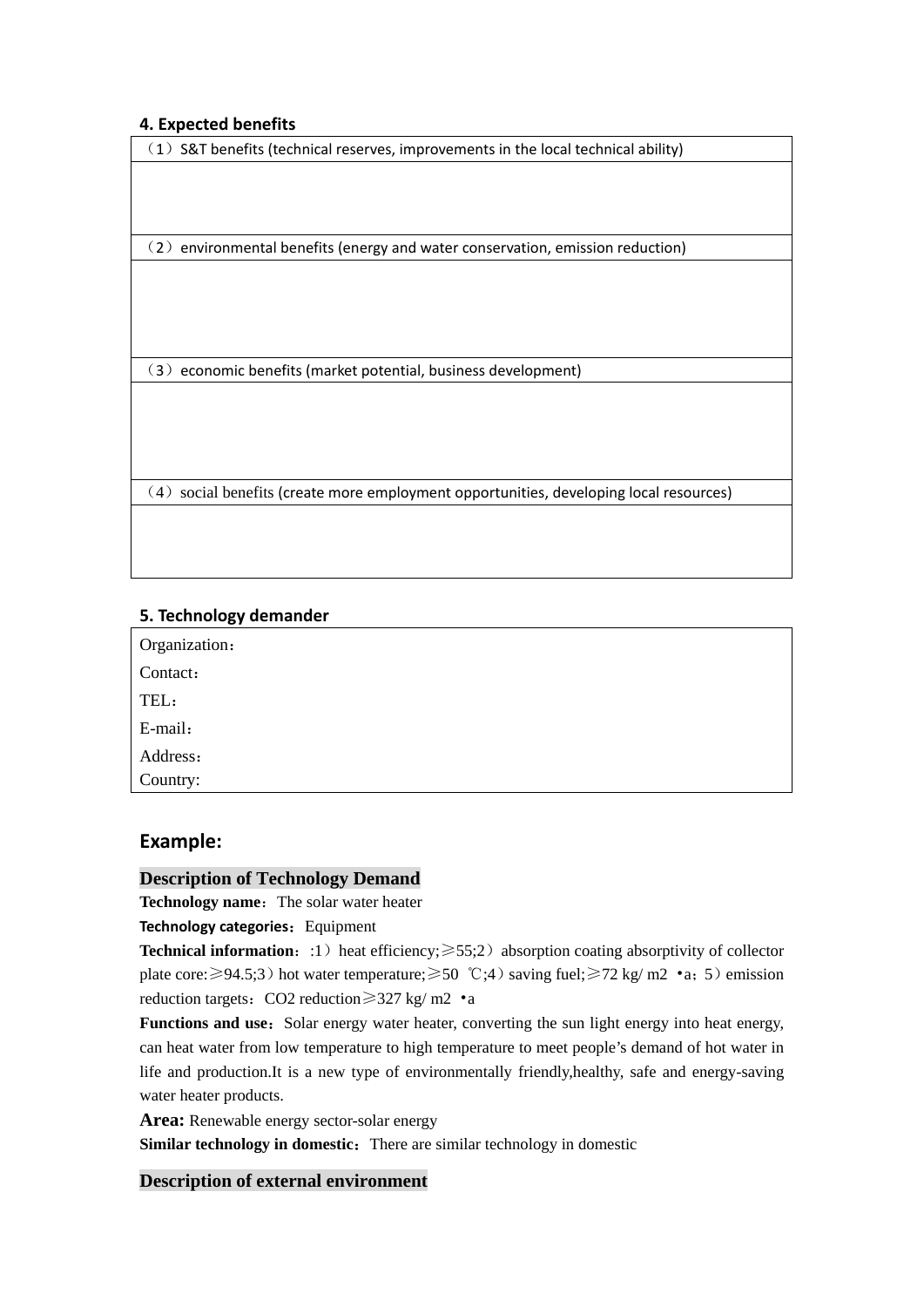## 4. Expected benefits

| （1）S&T benefits (technical reserves, improvements in the local technical ability) |
|---|
| |
| （2）environmental benefits (energy and water conservation, emission reduction) |
| |
| （3）economic benefits (market potential, business development) |
| |
| （4）social benefits (create more employment opportunities, developing local resources) |
| |

## 5. Technology demander

| Organization： |
|---|
| Contact： |
| TEL： |
| E-mail： |
| Address： |
| Country: |

## Example:

### Description of Technology Demand

**Technology name**：The solar water heater

**Technology categories**：Equipment

**Technical information**：:1）heat efficiency;≥55;2）absorption coating absorptivity of collector plate core:≥94.5;3）hot water temperature;≥50 ℃;4）saving fuel;≥72 kg/ m2 •a；5）emission reduction targets：$CO_2$ reduction≥327 kg/ m2 •a

**Functions and use**：Solar energy water heater, converting the sun light energy into heat energy, can heat water from low temperature to high temperature to meet people’s demand of hot water in life and production.It is a new type of environmentally friendly,healthy, safe and energy-saving water heater products.

**Area:** Renewable energy sector-solar energy

**Similar technology in domestic**：There are similar technology in domestic

### Description of external environment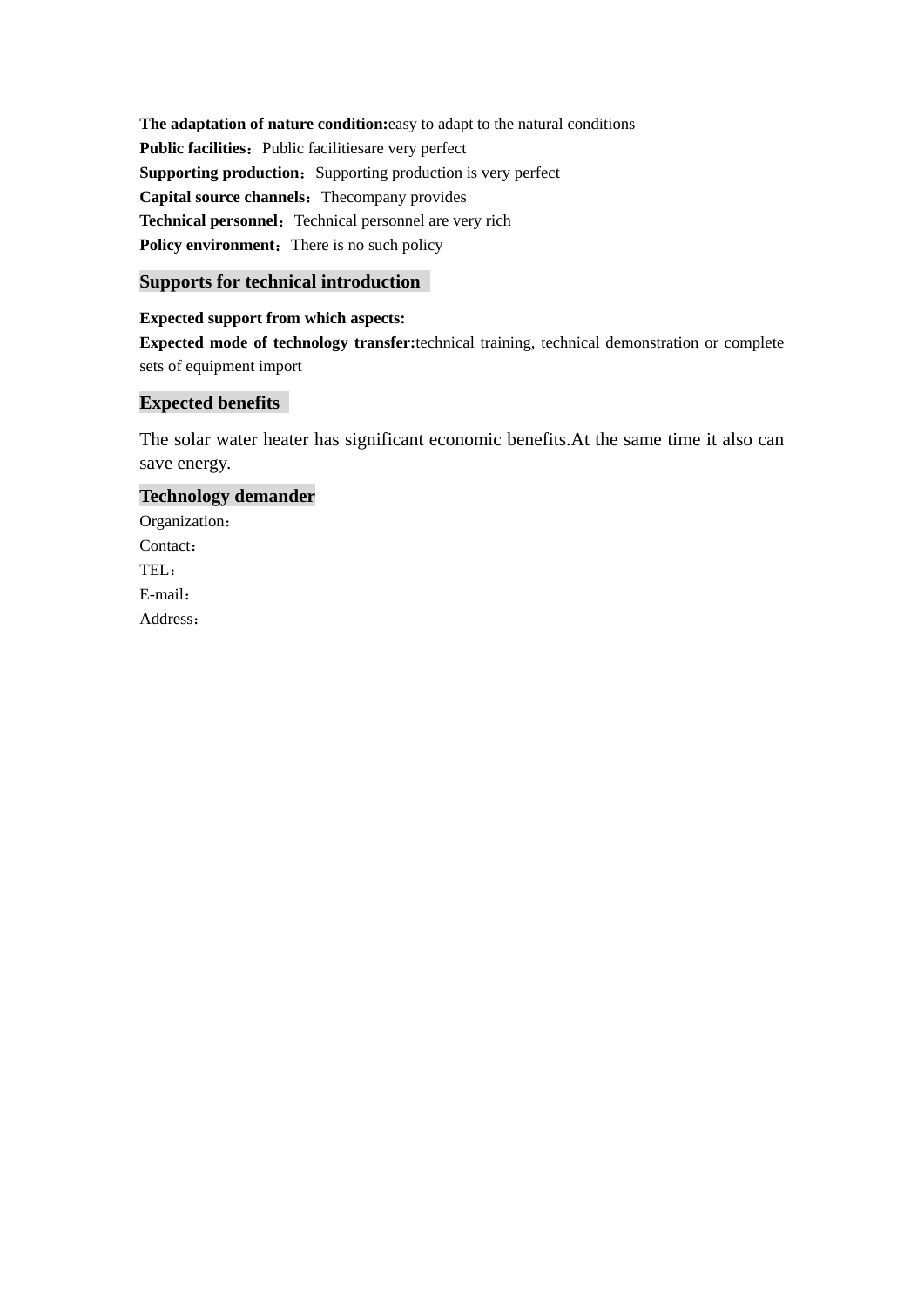**The adaptation of nature condition:**easy to adapt to the natural conditions
**Public facilities：**Public facilitiesare very perfect
**Supporting production：**Supporting production is very perfect
**Capital source channels：**Thecompany provides
**Technical personnel：**Technical personnel are very rich
**Policy environment：**There is no such policy

## Supports for technical introduction

**Expected support from which aspects:**
**Expected mode of technology transfer:**technical training, technical demonstration or complete sets of equipment import

## Expected benefits

The solar water heater has significant economic benefits.At the same time it also can save energy.

## Technology demander

Organization：
Contact：
TEL：
E-mail：
Address：